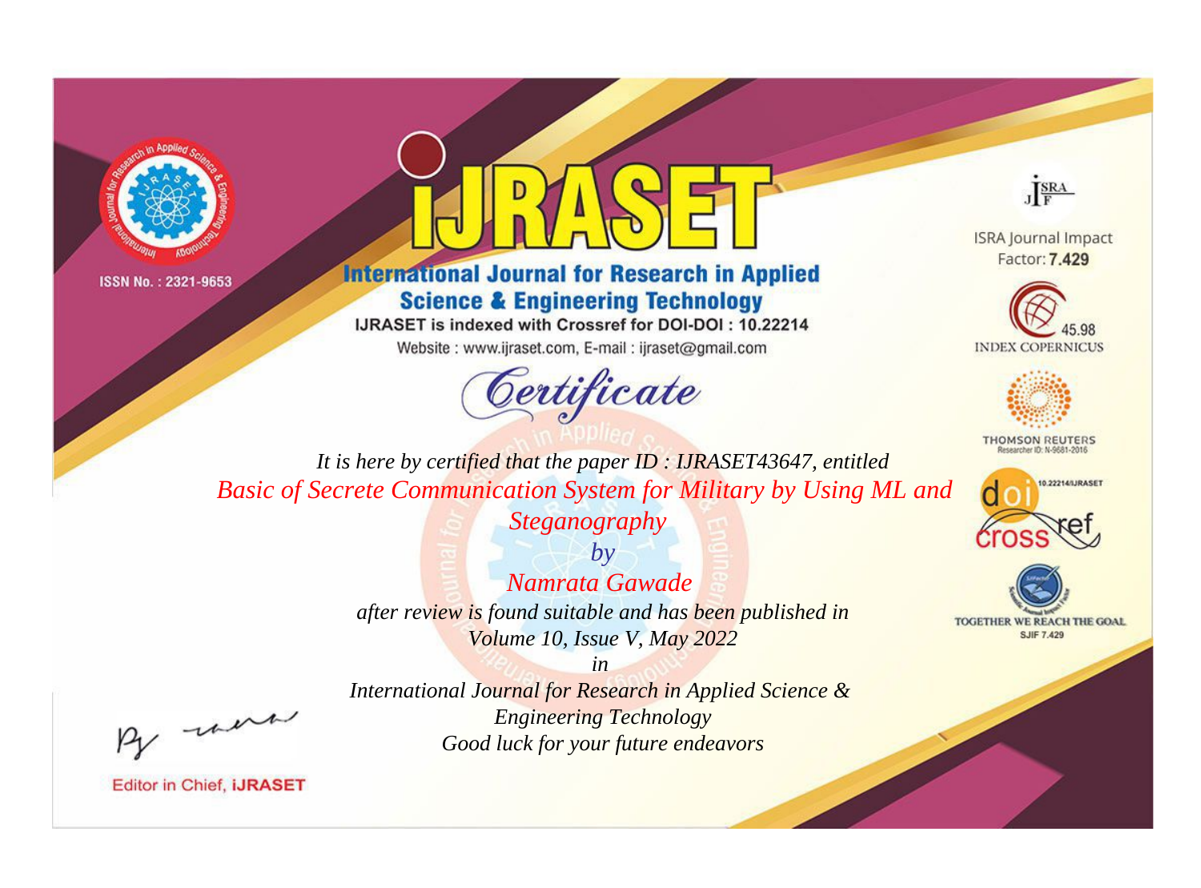ISSN No. : 2321-9653

# IJRASET

## International Journal for Research in Applied Science & Engineering Technology

IJRASET is indexed with Crossref for DOI-DOI : 10.22214

Website : www.ijraset.com, E-mail : ijraset@gmail.com

ISRA Journal Impact Factor: **7.429**

45.98 INDEX COPERNICUS

THOMSON REUTERS Researcher ID: N-9681-2016

10.22214/IJRASET

TOGETHER WE REACH THE GOAL SJIF 7.429

## *Certificate*

*It is here by certified that the paper ID : IJRASET43647, entitled*

*Basic of Secrete Communication System for Military by Using ML and Steganography*

*by*

*Namrata Gawade*

*after review is found suitable and has been published in Volume 10, Issue V, May 2022*

*in*

*International Journal for Research in Applied Science & Engineering Technology*

*Good luck for your future endeavors*

Editor in Chief, **iJRASET**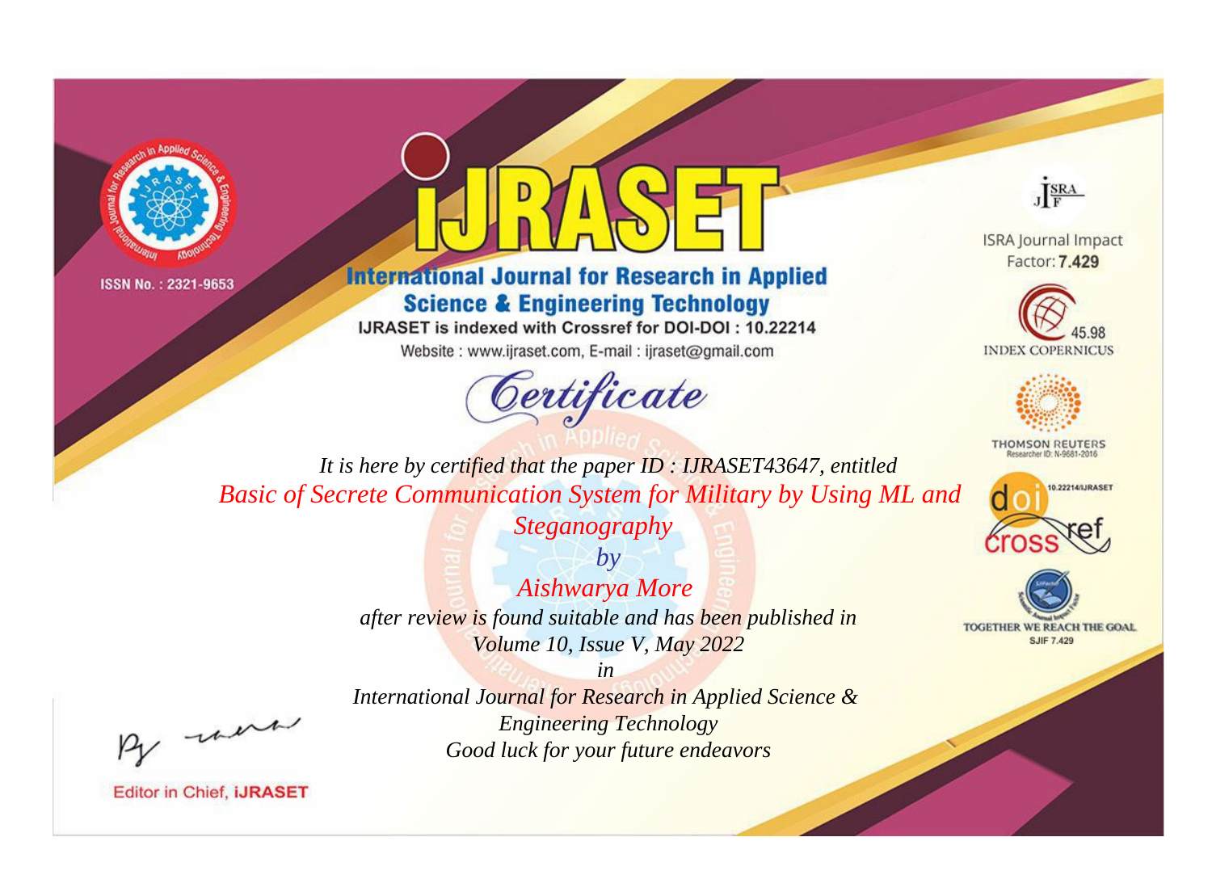ISSN No. : 2321-9653

# iJRASET

## International Journal for Research in Applied Science & Engineering Technology

IJRASET is indexed with Crossref for DOI-DOI : 10.22214

Website : www.ijraset.com, E-mail : ijraset@gmail.com

*Certificate*

*It is here by certified that the paper ID : IJRASET43647, entitled*

*Basic of Secrete Communication System for Military by Using ML and Steganography*

*by*

*Aishwarya More*

*after review is found suitable and has been published in*

*Volume 10, Issue V, May 2022*

*in*

*International Journal for Research in Applied Science & Engineering Technology*

*Good luck for your future endeavors*

Editor in Chief, iJRASET

ISRA Journal Impact Factor: **7.429**

45.98 INDEX COPERNICUS

THOMSON REUTERS Researcher ID: N-9681-2016

10.22214/IJRASET

TOGETHER WE REACH THE GOAL SJIF 7.429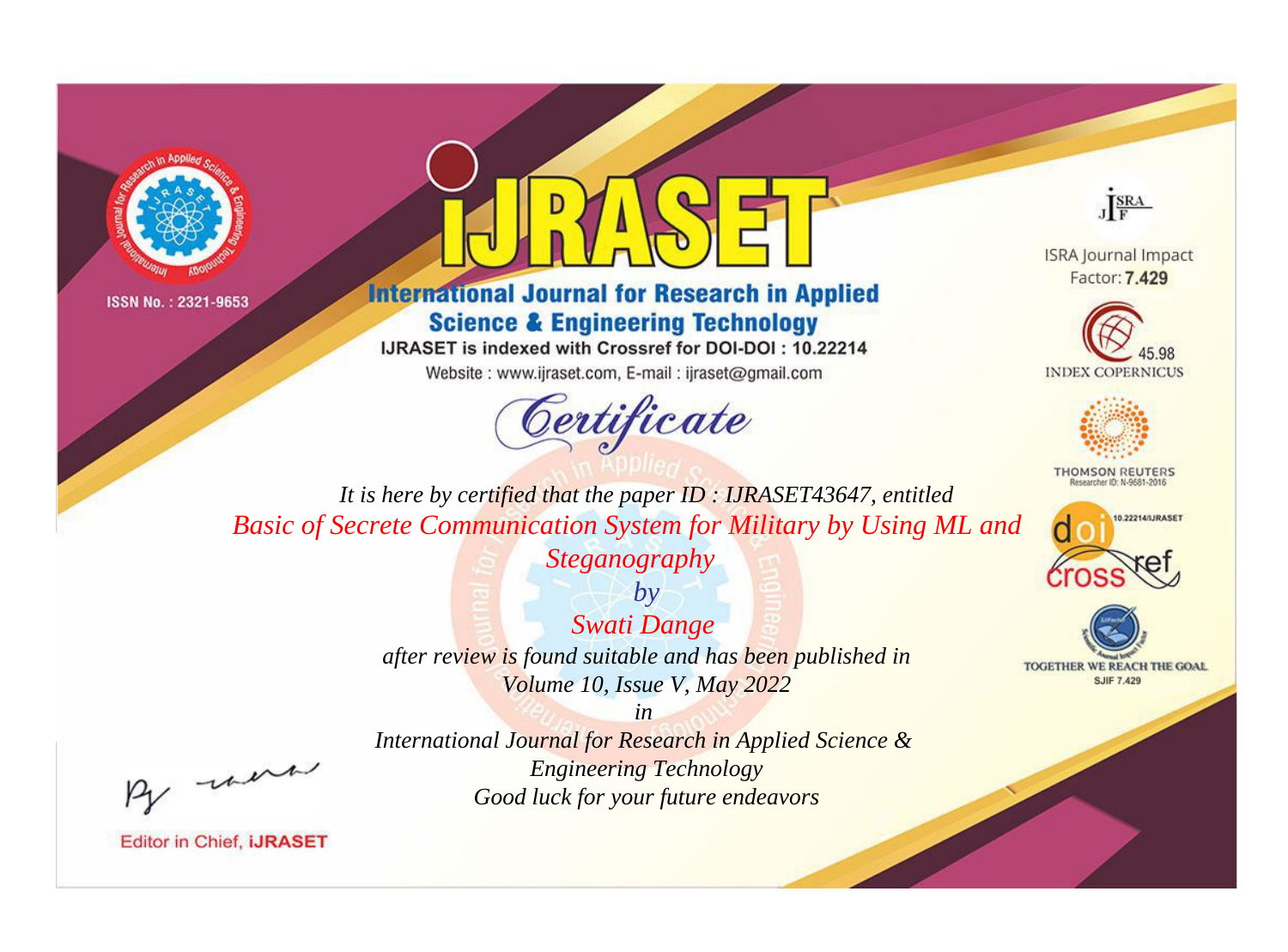ISSN No. : 2321-9653

# iJRASET

## International Journal for Research in Applied Science & Engineering Technology

IJRASET is indexed with Crossref for DOI-DOI : 10.22214

Website : www.ijraset.com, E-mail : ijraset@gmail.com

ISRA Journal Impact Factor: **7.429**

45.98 INDEX COPERNICUS

THOMSON REUTERS Researcher ID: N-9681-2016

10.22214/IJRASET

TOGETHER WE REACH THE GOAL SJIF 7.429

# *Certificate*

*It is here by certified that the paper ID : IJRASET43647, entitled*

*Basic of Secrete Communication System for Military by Using ML and Steganography*

*by*

*Swati Dange*

*after review is found suitable and has been published in*

*Volume 10, Issue V, May 2022*

*in*

*International Journal for Research in Applied Science & Engineering Technology*

*Good luck for your future endeavors*

Editor in Chief, iJRASET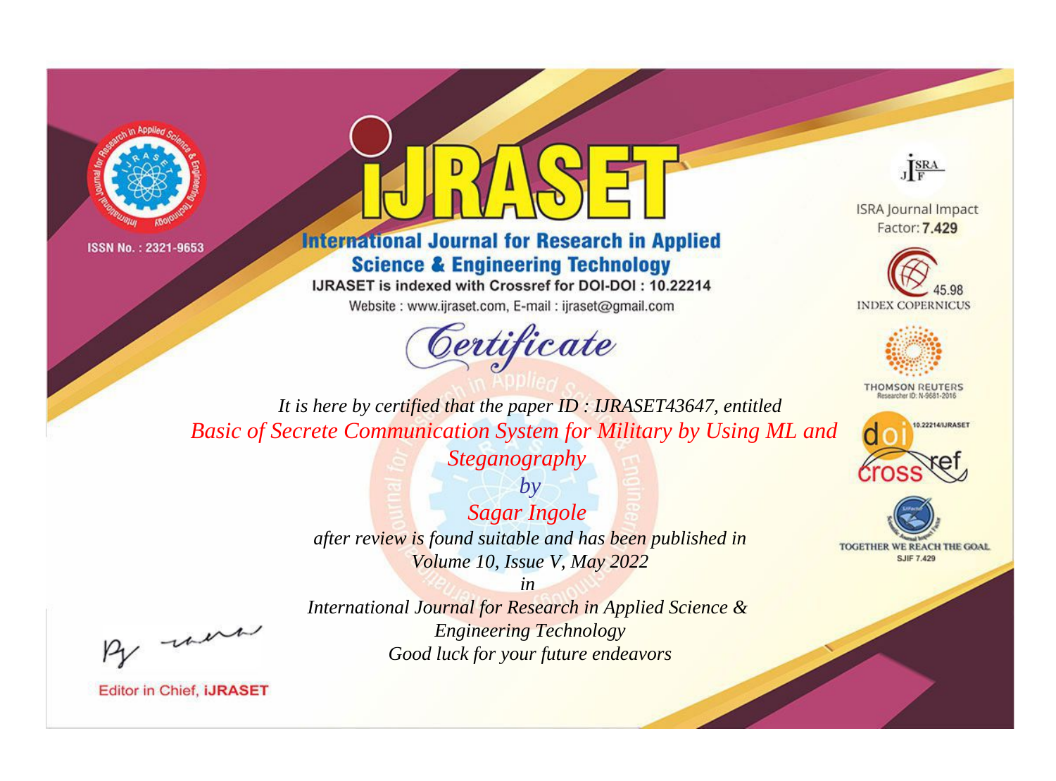ISSN No. : 2321-9653

# International Journal for Research in Applied Science & Engineering Technology

IJRASET is indexed with Crossref for DOI-DOI : 10.22214

Website : www.ijraset.com, E-mail : ijraset@gmail.com

## Certificate

*It is here by certified that the paper ID : IJRASET43647, entitled*

*Basic of Secrete Communication System for Military by Using ML and Steganography*

*by*

*Sagar Ingole*

*after review is found suitable and has been published in*

*Volume 10, Issue V, May 2022*

*in*

*International Journal for Research in Applied Science & Engineering Technology*

*Good luck for your future endeavors*

ISRA Journal Impact Factor: **7.429**

45.98 INDEX COPERNICUS

THOMSON REUTERS Researcher ID: N-9681-2016

10.22214/IJRASET

TOGETHER WE REACH THE GOAL SJIF 7.429

Editor in Chief, **iJRASET**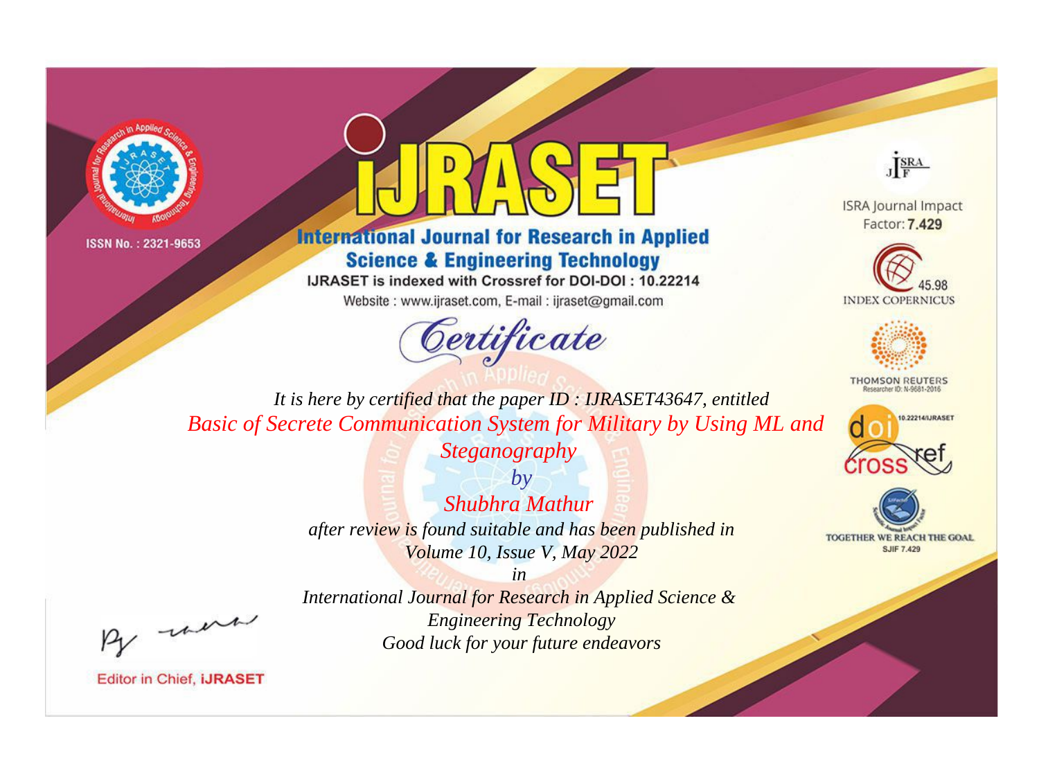ISSN No. : 2321-9653

# iJRASET

## International Journal for Research in Applied Science & Engineering Technology

IJRASET is indexed with Crossref for DOI-DOI : 10.22214

Website : www.ijraset.com, E-mail : ijraset@gmail.com

*Certificate*

*It is here by certified that the paper ID : IJRASET43647, entitled*

*Basic of Secrete Communication System for Military by Using ML and Steganography*

*by*

*Shubhra Mathur*

*after review is found suitable and has been published in*

*Volume 10, Issue V, May 2022*

*in*

*International Journal for Research in Applied Science & Engineering Technology*

*Good luck for your future endeavors*

Editor in Chief, iJRASET

ISRA Journal Impact Factor: **7.429**

45.98 INDEX COPERNICUS

THOMSON REUTERS

Researcher ID: N-9681-2016

10.22214/IJRASET

TOGETHER WE REACH THE GOAL

SJIF 7.429